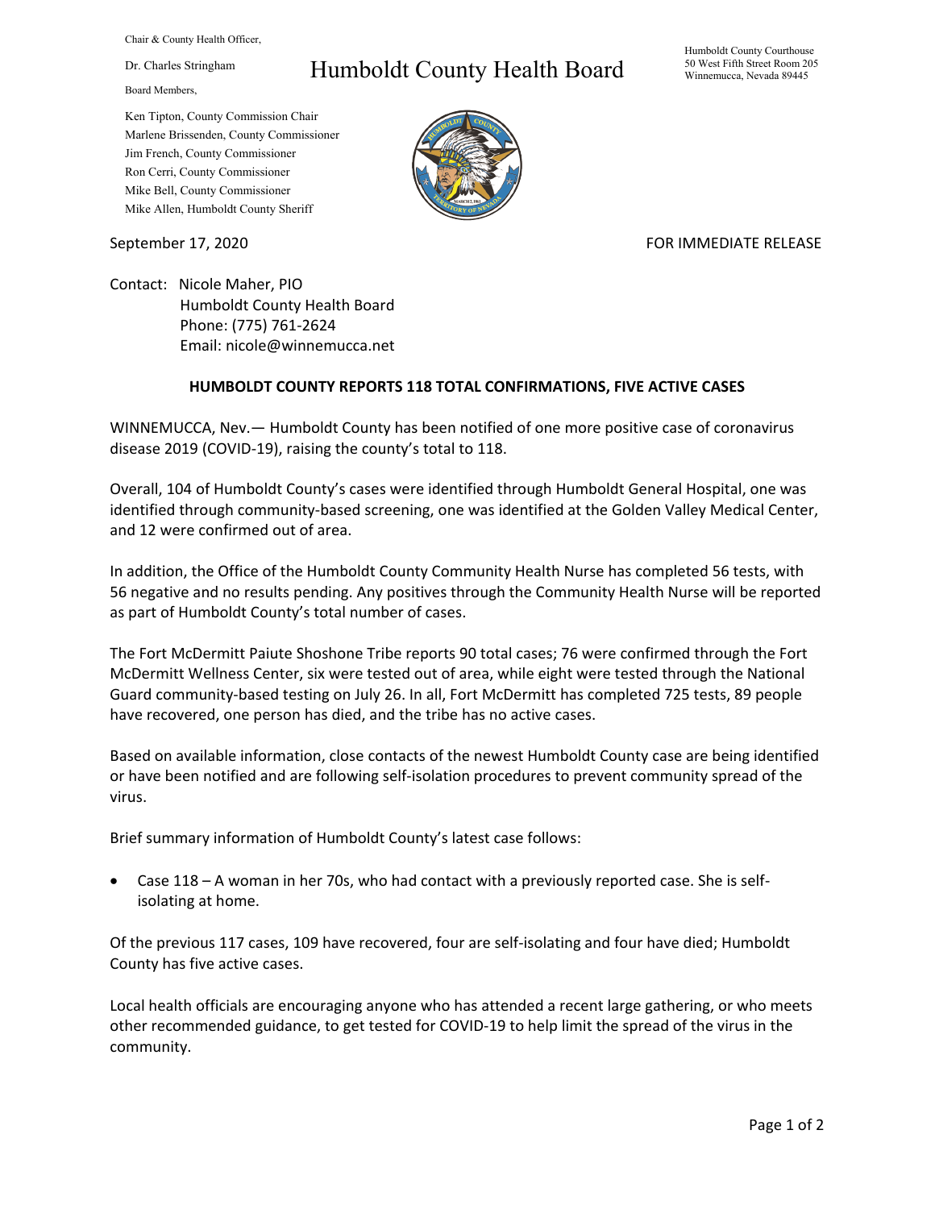Chair & County Health Officer,

Dr. Charles Stringham

# Humboldt County Health Board

Humboldt County Courthouse
50 West Fifth Street Room 205
Winnemucca, Nevada 89445

Board Members,

Ken Tipton, County Commission Chair
Marlene Brissenden, County Commissioner
Jim French, County Commissioner
Ron Cerri, County Commissioner
Mike Bell, County Commissioner
Mike Allen, Humboldt County Sheriff

September 17, 2020

FOR IMMEDIATE RELEASE

Contact: Nicole Maher, PIO
Humboldt County Health Board
Phone: (775) 761-2624
Email: nicole@winnemucca.net

**HUMBOLDT COUNTY REPORTS 118 TOTAL CONFIRMATIONS, FIVE ACTIVE CASES**

WINNEMUCCA, Nev.— Humboldt County has been notified of one more positive case of coronavirus disease 2019 (COVID-19), raising the county's total to 118.

Overall, 104 of Humboldt County's cases were identified through Humboldt General Hospital, one was identified through community-based screening, one was identified at the Golden Valley Medical Center, and 12 were confirmed out of area.

In addition, the Office of the Humboldt County Community Health Nurse has completed 56 tests, with 56 negative and no results pending. Any positives through the Community Health Nurse will be reported as part of Humboldt County's total number of cases.

The Fort McDermitt Paiute Shoshone Tribe reports 90 total cases; 76 were confirmed through the Fort McDermitt Wellness Center, six were tested out of area, while eight were tested through the National Guard community-based testing on July 26. In all, Fort McDermitt has completed 725 tests, 89 people have recovered, one person has died, and the tribe has no active cases.

Based on available information, close contacts of the newest Humboldt County case are being identified or have been notified and are following self-isolation procedures to prevent community spread of the virus.

Brief summary information of Humboldt County's latest case follows:

- Case 118 – A woman in her 70s, who had contact with a previously reported case. She is self-isolating at home.

Of the previous 117 cases, 109 have recovered, four are self-isolating and four have died; Humboldt County has five active cases.

Local health officials are encouraging anyone who has attended a recent large gathering, or who meets other recommended guidance, to get tested for COVID-19 to help limit the spread of the virus in the community.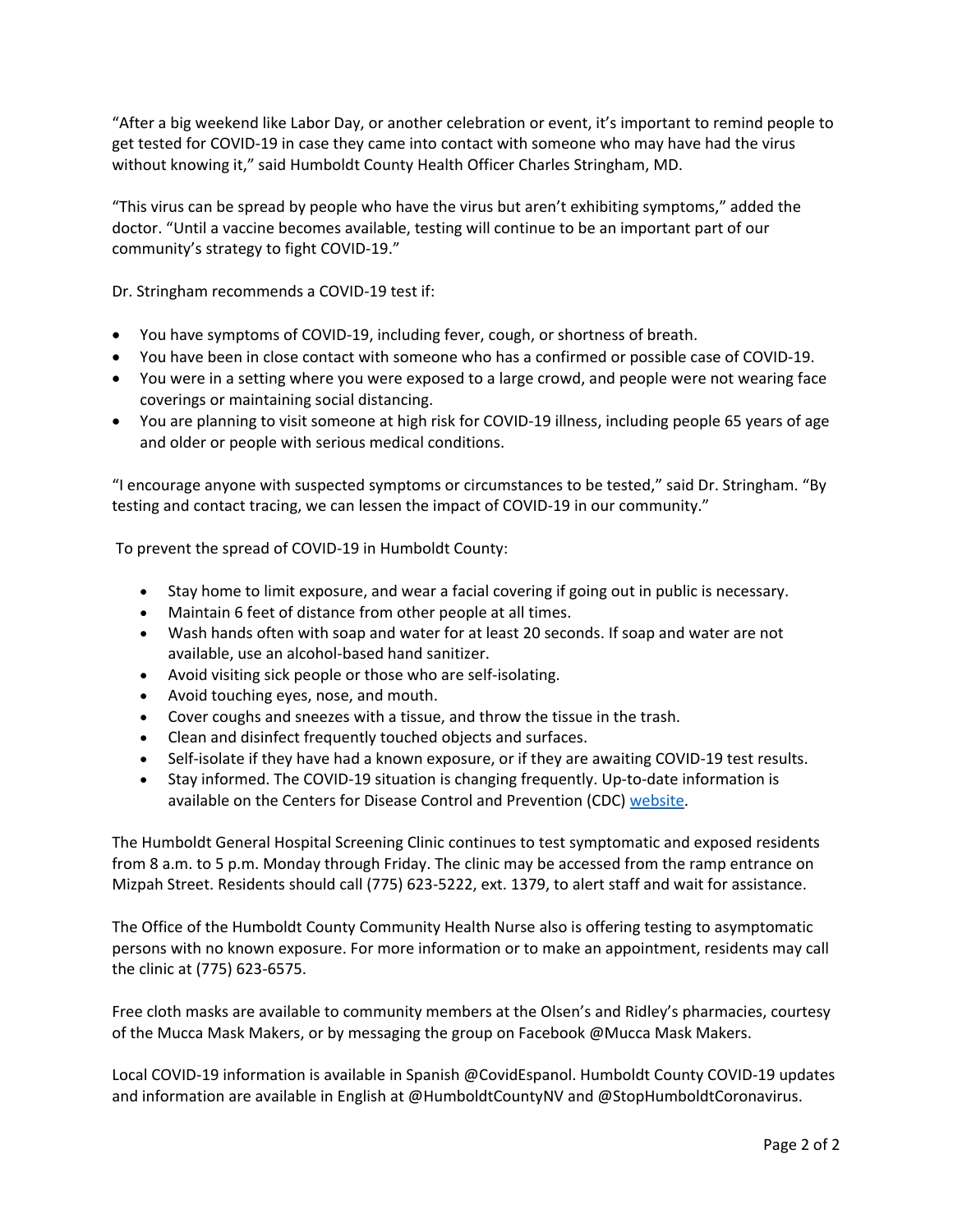"After a big weekend like Labor Day, or another celebration or event, it's important to remind people to get tested for COVID-19 in case they came into contact with someone who may have had the virus without knowing it," said Humboldt County Health Officer Charles Stringham, MD.

"This virus can be spread by people who have the virus but aren't exhibiting symptoms," added the doctor. "Until a vaccine becomes available, testing will continue to be an important part of our community's strategy to fight COVID-19."

Dr. Stringham recommends a COVID-19 test if:

- You have symptoms of COVID-19, including fever, cough, or shortness of breath.
- You have been in close contact with someone who has a confirmed or possible case of COVID-19.
- You were in a setting where you were exposed to a large crowd, and people were not wearing face coverings or maintaining social distancing.
- You are planning to visit someone at high risk for COVID-19 illness, including people 65 years of age and older or people with serious medical conditions.

"I encourage anyone with suspected symptoms or circumstances to be tested," said Dr. Stringham. "By testing and contact tracing, we can lessen the impact of COVID-19 in our community."

To prevent the spread of COVID-19 in Humboldt County:

- Stay home to limit exposure, and wear a facial covering if going out in public is necessary.
- Maintain 6 feet of distance from other people at all times.
- Wash hands often with soap and water for at least 20 seconds. If soap and water are not available, use an alcohol-based hand sanitizer.
- Avoid visiting sick people or those who are self-isolating.
- Avoid touching eyes, nose, and mouth.
- Cover coughs and sneezes with a tissue, and throw the tissue in the trash.
- Clean and disinfect frequently touched objects and surfaces.
- Self-isolate if they have had a known exposure, or if they are awaiting COVID-19 test results.
- Stay informed. The COVID-19 situation is changing frequently. Up-to-date information is available on the Centers for Disease Control and Prevention (CDC) website.

The Humboldt General Hospital Screening Clinic continues to test symptomatic and exposed residents from 8 a.m. to 5 p.m. Monday through Friday. The clinic may be accessed from the ramp entrance on Mizpah Street. Residents should call (775) 623-5222, ext. 1379, to alert staff and wait for assistance.

The Office of the Humboldt County Community Health Nurse also is offering testing to asymptomatic persons with no known exposure. For more information or to make an appointment, residents may call the clinic at (775) 623-6575.

Free cloth masks are available to community members at the Olsen's and Ridley's pharmacies, courtesy of the Mucca Mask Makers, or by messaging the group on Facebook @Mucca Mask Makers.

Local COVID-19 information is available in Spanish @CovidEspanol. Humboldt County COVID-19 updates and information are available in English at @HumboldtCountyNV and @StopHumboldtCoronavirus.